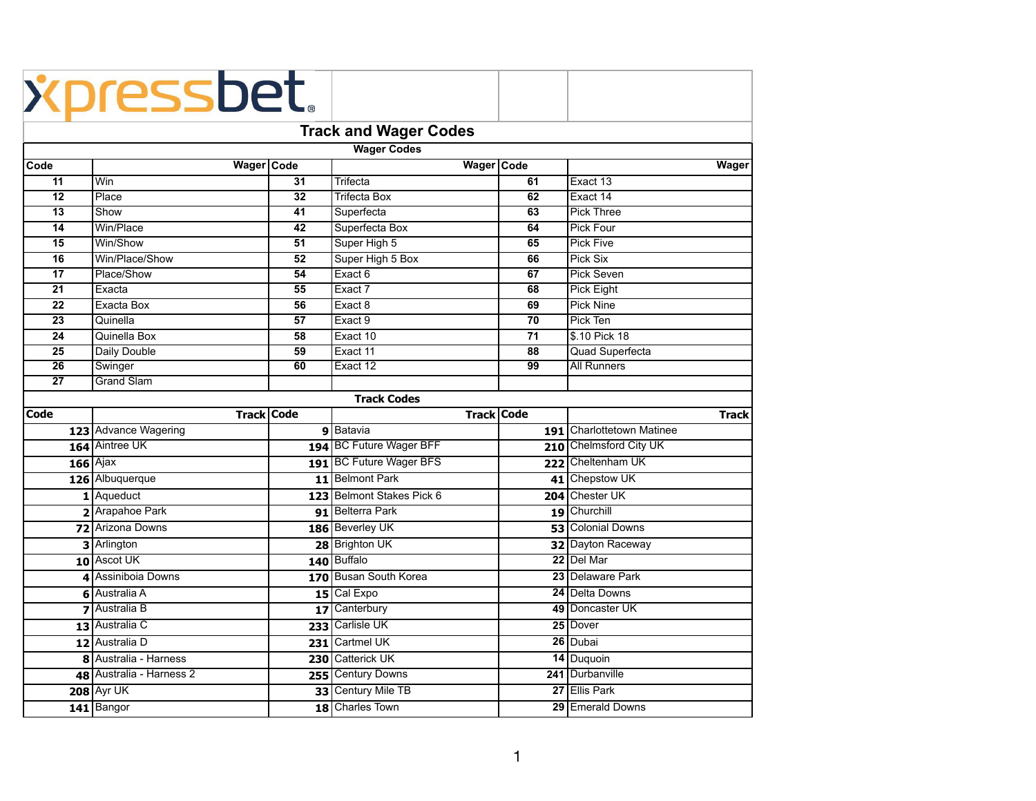xpressbet

# Track and Wager Codes

## Wager Codes

| Code | Wager | Code | Wager | Code | Wager |
|---|---|---|---|---|---|
| 11 | Win | 31 | Trifecta | 61 | Exact 13 |
| 12 | Place | 32 | Trifecta Box | 62 | Exact 14 |
| 13 | Show | 41 | Superfecta | 63 | Pick Three |
| 14 | Win/Place | 42 | Superfecta Box | 64 | Pick Four |
| 15 | Win/Show | 51 | Super High 5 | 65 | Pick Five |
| 16 | Win/Place/Show | 52 | Super High 5 Box | 66 | Pick Six |
| 17 | Place/Show | 54 | Exact 6 | 67 | Pick Seven |
| 21 | Exacta | 55 | Exact 7 | 68 | Pick Eight |
| 22 | Exacta Box | 56 | Exact 8 | 69 | Pick Nine |
| 23 | Quinella | 57 | Exact 9 | 70 | Pick Ten |
| 24 | Quinella Box | 58 | Exact 10 | 71 | $.10 Pick 18 |
| 25 | Daily Double | 59 | Exact 11 | 88 | Quad Superfecta |
| 26 | Swinger | 60 | Exact 12 | 99 | All Runners |
| 27 | Grand Slam | | | | |

## Track Codes

| Code | Track | Code | Track | Code | Track |
|---|---|---|---|---|---|
| 123 | Advance Wagering | 9 | Batavia | 191 | Charlottetown Matinee |
| 164 | Aintree UK | 194 | BC Future Wager BFF | 210 | Chelmsford City UK |
| 166 | Ajax | 191 | BC Future Wager BFS | 222 | Cheltenham UK |
| 126 | Albuquerque | 11 | Belmont Park | 41 | Chepstow UK |
| 1 | Aqueduct | 123 | Belmont Stakes Pick 6 | 204 | Chester UK |
| 2 | Arapahoe Park | 91 | Belterra Park | 19 | Churchill |
| 72 | Arizona Downs | 186 | Beverley UK | 53 | Colonial Downs |
| 3 | Arlington | 28 | Brighton UK | 32 | Dayton Raceway |
| 10 | Ascot UK | 140 | Buffalo | 22 | Del Mar |
| 4 | Assiniboia Downs | 170 | Busan South Korea | 23 | Delaware Park |
| 6 | Australia A | 15 | Cal Expo | 24 | Delta Downs |
| 7 | Australia B | 17 | Canterbury | 49 | Doncaster UK |
| 13 | Australia C | 233 | Carlisle UK | 25 | Dover |
| 12 | Australia D | 231 | Cartmel UK | 26 | Dubai |
| 8 | Australia - Harness | 230 | Catterick UK | 14 | Duquoin |
| 48 | Australia - Harness 2 | 255 | Century Downs | 241 | Durbanville |
| 208 | Ayr UK | 33 | Century Mile TB | 27 | Ellis Park |
| 141 | Bangor | 18 | Charles Town | 29 | Emerald Downs |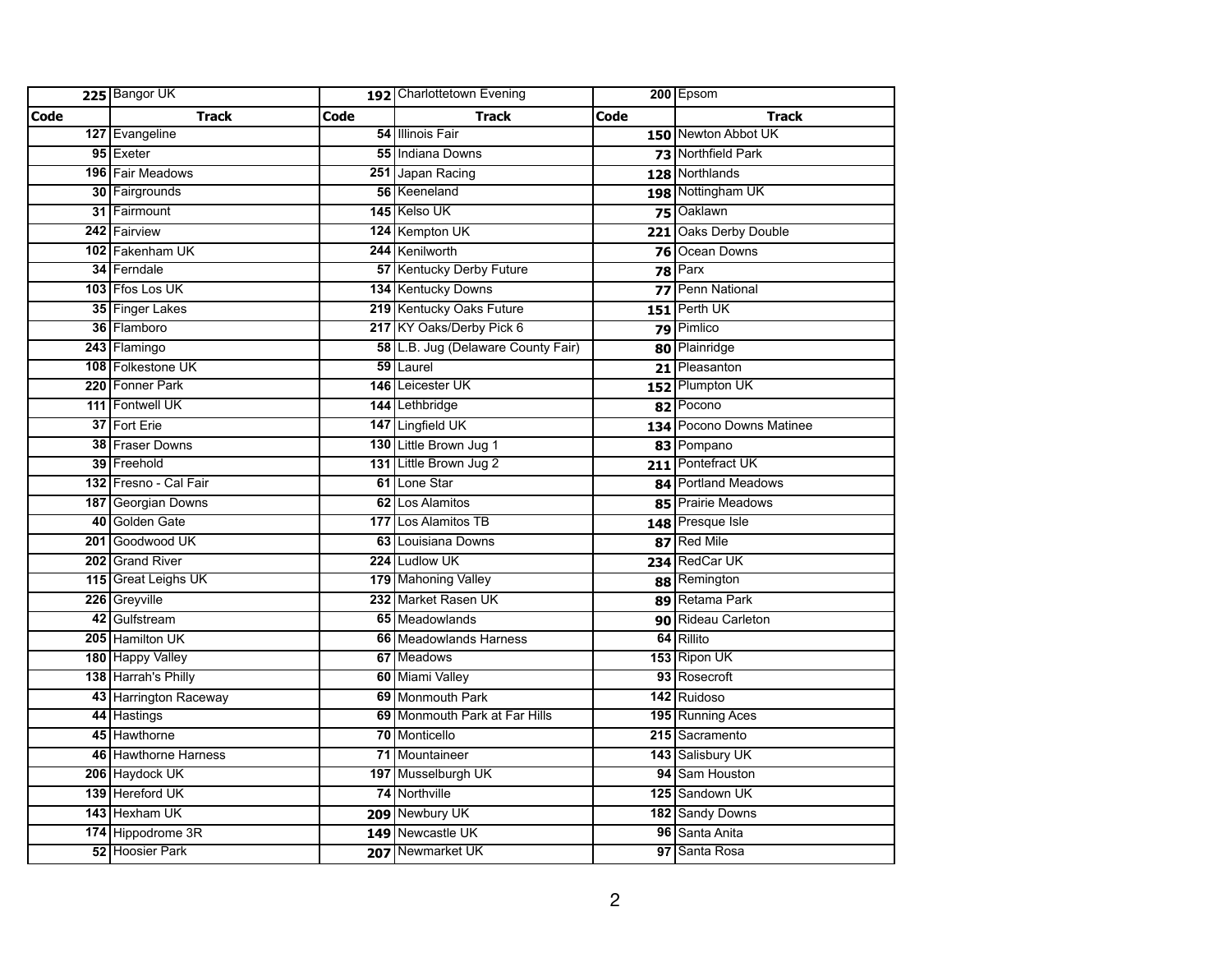| 225 | Bangor UK | 192 | Charlottetown Evening | 200 | Epsom |
|---|---|---|---|---|---|
| **Code** | **Track** | **Code** | **Track** | **Code** | **Track** |
| 127 | Evangeline | 54 | Illinois Fair | 150 | Newton Abbot UK |
| 95 | Exeter | 55 | Indiana Downs | 73 | Northfield Park |
| 196 | Fair Meadows | 251 | Japan Racing | 128 | Northlands |
| 30 | Fairgrounds | 56 | Keeneland | 198 | Nottingham UK |
| 31 | Fairmount | 145 | Kelso UK | 75 | Oaklawn |
| 242 | Fairview | 124 | Kempton UK | 221 | Oaks Derby Double |
| 102 | Fakenham UK | 244 | Kenilworth | 76 | Ocean Downs |
| 34 | Ferndale | 57 | Kentucky Derby Future | 78 | Parx |
| 103 | Ffos Los UK | 134 | Kentucky Downs | 77 | Penn National |
| 35 | Finger Lakes | 219 | Kentucky Oaks Future | 151 | Perth UK |
| 36 | Flamboro | 217 | KY Oaks/Derby Pick 6 | 79 | Pimlico |
| 243 | Flamingo | 58 | L.B. Jug (Delaware County Fair) | 80 | Plainridge |
| 108 | Folkestone UK | 59 | Laurel | 21 | Pleasanton |
| 220 | Fonner Park | 146 | Leicester UK | 152 | Plumpton UK |
| 111 | Fontwell UK | 144 | Lethbridge | 82 | Pocono |
| 37 | Fort Erie | 147 | Lingfield UK | 134 | Pocono Downs Matinee |
| 38 | Fraser Downs | 130 | Little Brown Jug 1 | 83 | Pompano |
| 39 | Freehold | 131 | Little Brown Jug 2 | 211 | Pontefract UK |
| 132 | Fresno - Cal Fair | 61 | Lone Star | 84 | Portland Meadows |
| 187 | Georgian Downs | 62 | Los Alamitos | 85 | Prairie Meadows |
| 40 | Golden Gate | 177 | Los Alamitos TB | 148 | Presque Isle |
| 201 | Goodwood UK | 63 | Louisiana Downs | 87 | Red Mile |
| 202 | Grand River | 224 | Ludlow UK | 234 | RedCar UK |
| 115 | Great Leighs UK | 179 | Mahoning Valley | 88 | Remington |
| 226 | Greyville | 232 | Market Rasen UK | 89 | Retama Park |
| 42 | Gulfstream | 65 | Meadowlands | 90 | Rideau Carleton |
| 205 | Hamilton UK | 66 | Meadowlands Harness | 64 | Rillito |
| 180 | Happy Valley | 67 | Meadows | 153 | Ripon UK |
| 138 | Harrah's Philly | 60 | Miami Valley | 93 | Rosecroft |
| 43 | Harrington Raceway | 69 | Monmouth Park | 142 | Ruidoso |
| 44 | Hastings | 69 | Monmouth Park at Far Hills | 195 | Running Aces |
| 45 | Hawthorne | 70 | Monticello | 215 | Sacramento |
| 46 | Hawthorne Harness | 71 | Mountaineer | 143 | Salisbury UK |
| 206 | Haydock UK | 197 | Musselburgh UK | 94 | Sam Houston |
| 139 | Hereford UK | 74 | Northville | 125 | Sandown UK |
| 143 | Hexham UK | 209 | Newbury UK | 182 | Sandy Downs |
| 174 | Hippodrome 3R | 149 | Newcastle UK | 96 | Santa Anita |
| 52 | Hoosier Park | 207 | Newmarket UK | 97 | Santa Rosa |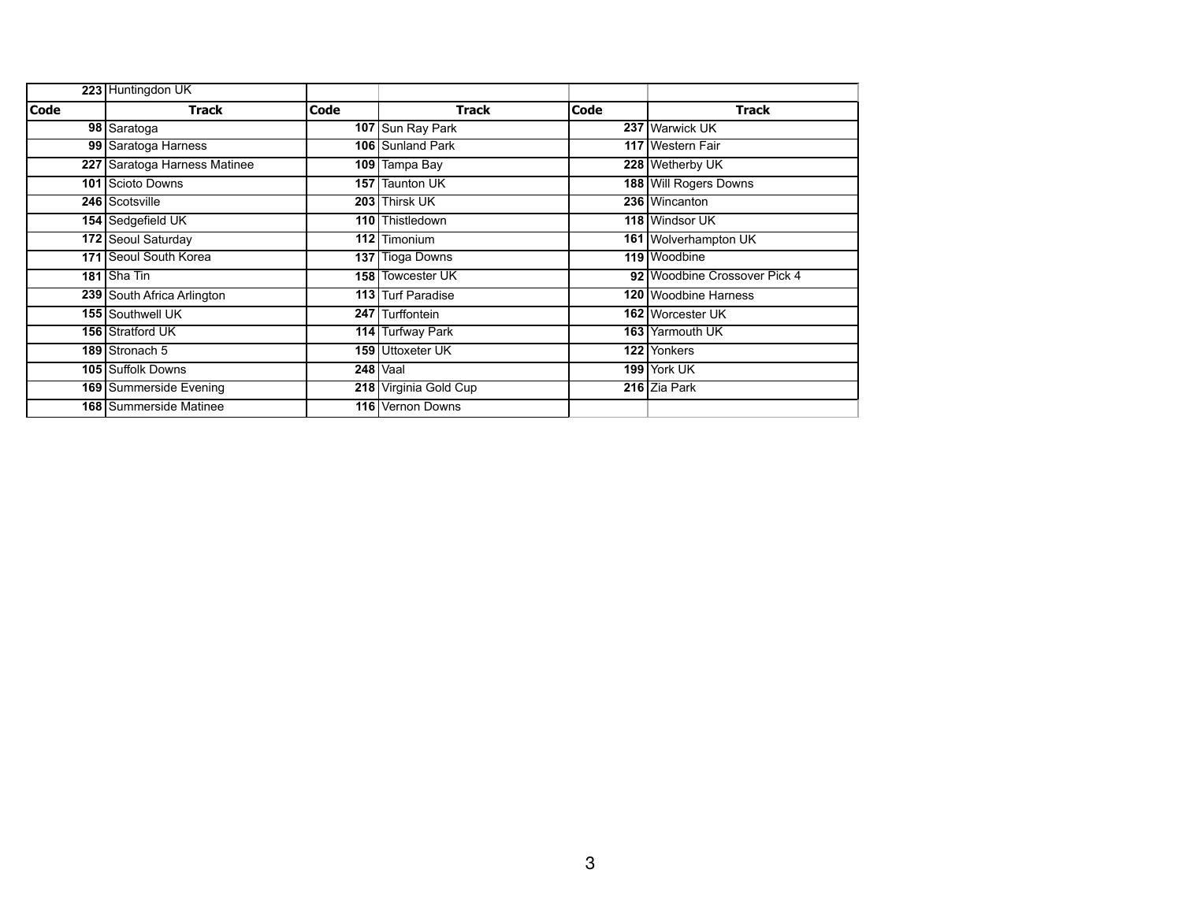| 223 | Huntingdon UK | | | | |
|---|---|---|---|---|---|
| **Code** | **Track** | **Code** | **Track** | **Code** | **Track** |
| 98 | Saratoga | 107 | Sun Ray Park | 237 | Warwick UK |
| 99 | Saratoga Harness | 106 | Sunland Park | 117 | Western Fair |
| 227 | Saratoga Harness Matinee | 109 | Tampa Bay | 228 | Wetherby UK |
| 101 | Scioto Downs | 157 | Taunton UK | 188 | Will Rogers Downs |
| 246 | Scotsville | 203 | Thirsk UK | 236 | Wincanton |
| 154 | Sedgefield UK | 110 | Thistledown | 118 | Windsor UK |
| 172 | Seoul Saturday | 112 | Timonium | 161 | Wolverhampton UK |
| 171 | Seoul South Korea | 137 | Tioga Downs | 119 | Woodbine |
| 181 | Sha Tin | 158 | Towcester UK | 92 | Woodbine Crossover Pick 4 |
| 239 | South Africa Arlington | 113 | Turf Paradise | 120 | Woodbine Harness |
| 155 | Southwell UK | 247 | Turffontein | 162 | Worcester UK |
| 156 | Stratford UK | 114 | Turfway Park | 163 | Yarmouth UK |
| 189 | Stronach 5 | 159 | Uttoxeter UK | 122 | Yonkers |
| 105 | Suffolk Downs | 248 | Vaal | 199 | York UK |
| 169 | Summerside Evening | 218 | Virginia Gold Cup | 216 | Zia Park |
| 168 | Summerside Matinee | 116 | Vernon Downs | | |